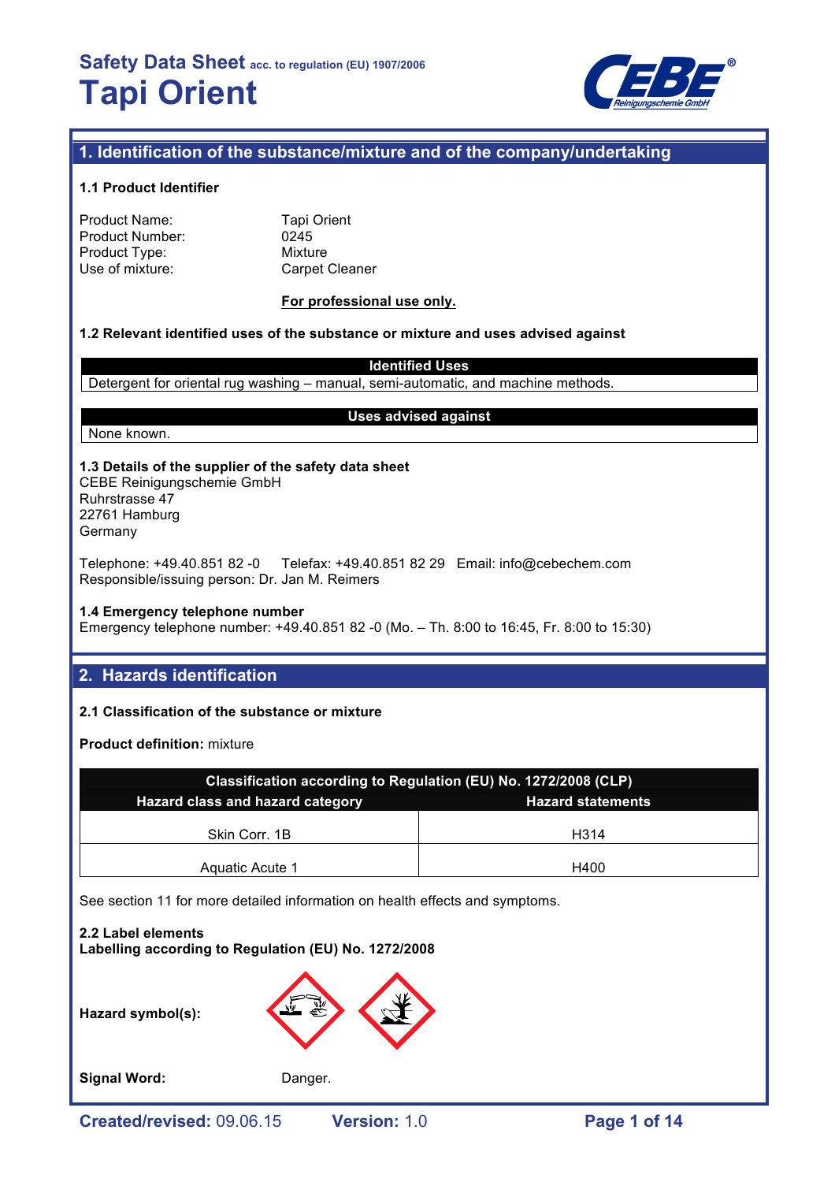# Safety Data Sheet acc. to regulation (EU) 1907/2006

# Tapi Orient

## 1. Identification of the substance/mixture and of the company/undertaking

### 1.1 Product Identifier

Product Name: Tapi Orient
Product Number: 0245
Product Type: Mixture
Use of mixture: Carpet Cleaner

**For professional use only.**

### 1.2 Relevant identified uses of the substance or mixture and uses advised against

| Identified Uses |
|---|
| Detergent for oriental rug washing – manual, semi-automatic, and machine methods. |

| Uses advised against |
|---|
| None known. |

### 1.3 Details of the supplier of the safety data sheet

CEBE Reinigungschemie GmbH
Ruhrstrasse 47
22761 Hamburg
Germany

Telephone: +49.40.851 82 -0 Telefax: +49.40.851 82 29 Email: info@cebechem.com
Responsible/issuing person: Dr. Jan M. Reimers

### 1.4 Emergency telephone number

Emergency telephone number: +49.40.851 82 -0 (Mo. – Th. 8:00 to 16:45, Fr. 8:00 to 15:30)

## 2. Hazards identification

### 2.1 Classification of the substance or mixture

**Product definition:** mixture

| Classification according to Regulation (EU) No. 1272/2008 (CLP) | |
|---|---|
| **Hazard class and hazard category** | **Hazard statements** |
| Skin Corr. 1B | H314 |
| Aquatic Acute 1 | H400 |

See section 11 for more detailed information on health effects and symptoms.

### 2.2 Label elements

**Labelling according to Regulation (EU) No. 1272/2008**

**Hazard symbol(s):**

**Signal Word:** Danger.

**Created/revised:** 09.06.15 **Version:** 1.0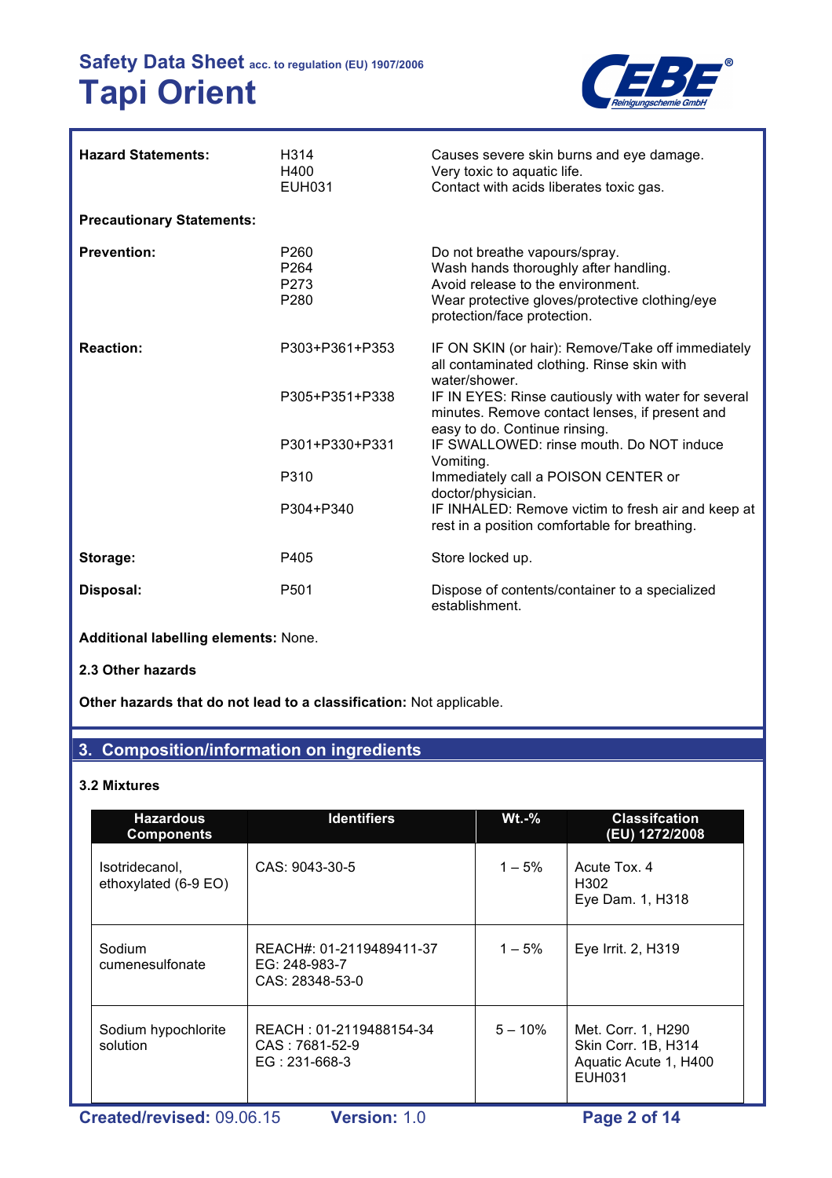| **Hazard Statements:** | H314<br>H400<br>EUH031 | Causes severe skin burns and eye damage.<br>Very toxic to aquatic life.<br>Contact with acids liberates toxic gas. |
|---|---|---|
| **Precautionary Statements:** | | |
| **Prevention:** | P260<br>P264<br>P273<br>P280 | Do not breathe vapours/spray.<br>Wash hands thoroughly after handling.<br>Avoid release to the environment.<br>Wear protective gloves/protective clothing/eye protection/face protection. |
| **Reaction:** | P303+P361+P353 | IF ON SKIN (or hair): Remove/Take off immediately all contaminated clothing. Rinse skin with water/shower. |
| | P305+P351+P338 | IF IN EYES: Rinse cautiously with water for several minutes. Remove contact lenses, if present and easy to do. Continue rinsing. |
| | P301+P330+P331 | IF SWALLOWED: rinse mouth. Do NOT induce Vomiting. |
| | P310 | Immediately call a POISON CENTER or doctor/physician. |
| | P304+P340 | IF INHALED: Remove victim to fresh air and keep at rest in a position comfortable for breathing. |
| **Storage:** | P405 | Store locked up. |
| **Disposal:** | P501 | Dispose of contents/container to a specialized establishment. |

**Additional labelling elements:** None.

**2.3 Other hazards**

**Other hazards that do not lead to a classification:** Not applicable.

## 3. Composition/information on ingredients

**3.2 Mixtures**

| Hazardous Components | Identifiers | Wt.-% | Classifcation (EU) 1272/2008 |
|---|---|---|---|
| Isotridecanol, ethoxylated (6-9 EO) | CAS: 9043-30-5 | 1 – 5% | Acute Tox. 4 H302<br>Eye Dam. 1, H318 |
| Sodium cumenesulfonate | REACH#: 01-2119489411-37<br>EG: 248-983-7<br>CAS: 28348-53-0 | 1 – 5% | Eye Irrit. 2, H319 |
| Sodium hypochlorite solution | REACH : 01-2119488154-34<br>CAS : 7681-52-9<br>EG : 231-668-3 | 5 – 10% | Met. Corr. 1, H290<br>Skin Corr. 1B, H314<br>Aquatic Acute 1, H400<br>EUH031 |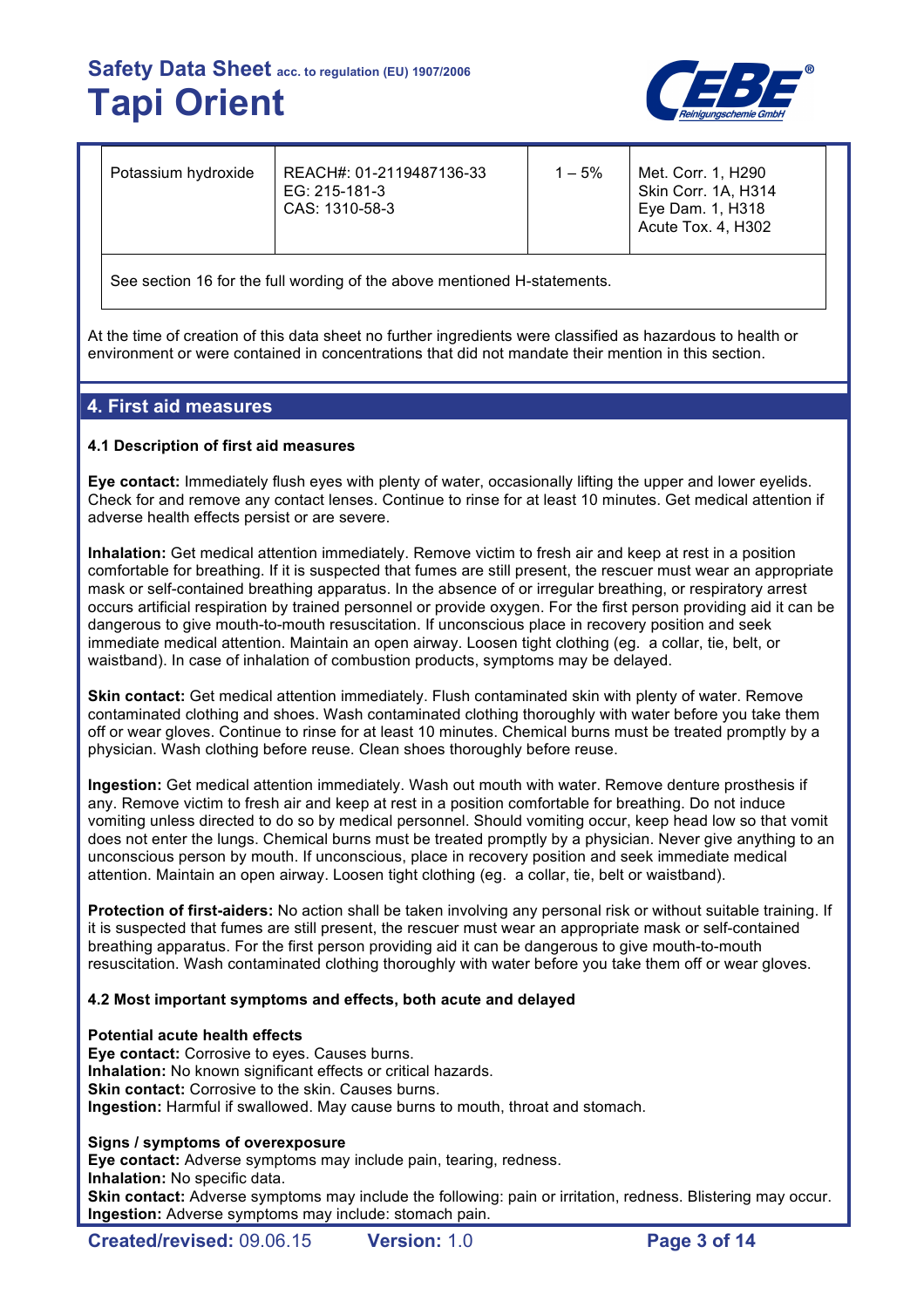| Potassium hydroxide | REACH#: 01-2119487136-33<br>EG: 215-181-3<br>CAS: 1310-58-3 | 1 – 5% | Met. Corr. 1, H290<br>Skin Corr. 1A, H314<br>Eye Dam. 1, H318<br>Acute Tox. 4, H302 |
|---|---|---|---|
| See section 16 for the full wording of the above mentioned H-statements. | | | |

At the time of creation of this data sheet no further ingredients were classified as hazardous to health or environment or were contained in concentrations that did not mandate their mention in this section.

## 4. First aid measures

### 4.1 Description of first aid measures

**Eye contact:** Immediately flush eyes with plenty of water, occasionally lifting the upper and lower eyelids. Check for and remove any contact lenses. Continue to rinse for at least 10 minutes. Get medical attention if adverse health effects persist or are severe.

**Inhalation:** Get medical attention immediately. Remove victim to fresh air and keep at rest in a position comfortable for breathing. If it is suspected that fumes are still present, the rescuer must wear an appropriate mask or self-contained breathing apparatus. In the absence of or irregular breathing, or respiratory arrest occurs artificial respiration by trained personnel or provide oxygen. For the first person providing aid it can be dangerous to give mouth-to-mouth resuscitation. If unconscious place in recovery position and seek immediate medical attention. Maintain an open airway. Loosen tight clothing (eg. a collar, tie, belt, or waistband). In case of inhalation of combustion products, symptoms may be delayed.

**Skin contact:** Get medical attention immediately. Flush contaminated skin with plenty of water. Remove contaminated clothing and shoes. Wash contaminated clothing thoroughly with water before you take them off or wear gloves. Continue to rinse for at least 10 minutes. Chemical burns must be treated promptly by a physician. Wash clothing before reuse. Clean shoes thoroughly before reuse.

**Ingestion:** Get medical attention immediately. Wash out mouth with water. Remove denture prosthesis if any. Remove victim to fresh air and keep at rest in a position comfortable for breathing. Do not induce vomiting unless directed to do so by medical personnel. Should vomiting occur, keep head low so that vomit does not enter the lungs. Chemical burns must be treated promptly by a physician. Never give anything to an unconscious person by mouth. If unconscious, place in recovery position and seek immediate medical attention. Maintain an open airway. Loosen tight clothing (eg. a collar, tie, belt or waistband).

**Protection of first-aiders:** No action shall be taken involving any personal risk or without suitable training. If it is suspected that fumes are still present, the rescuer must wear an appropriate mask or self-contained breathing apparatus. For the first person providing aid it can be dangerous to give mouth-to-mouth resuscitation. Wash contaminated clothing thoroughly with water before you take them off or wear gloves.

### 4.2 Most important symptoms and effects, both acute and delayed

**Potential acute health effects**
**Eye contact:** Corrosive to eyes. Causes burns.
**Inhalation:** No known significant effects or critical hazards.
**Skin contact:** Corrosive to the skin. Causes burns.
**Ingestion:** Harmful if swallowed. May cause burns to mouth, throat and stomach.

**Signs / symptoms of overexposure**
**Eye contact:** Adverse symptoms may include pain, tearing, redness.
**Inhalation:** No specific data.
**Skin contact:** Adverse symptoms may include the following: pain or irritation, redness. Blistering may occur.
**Ingestion:** Adverse symptoms may include: stomach pain.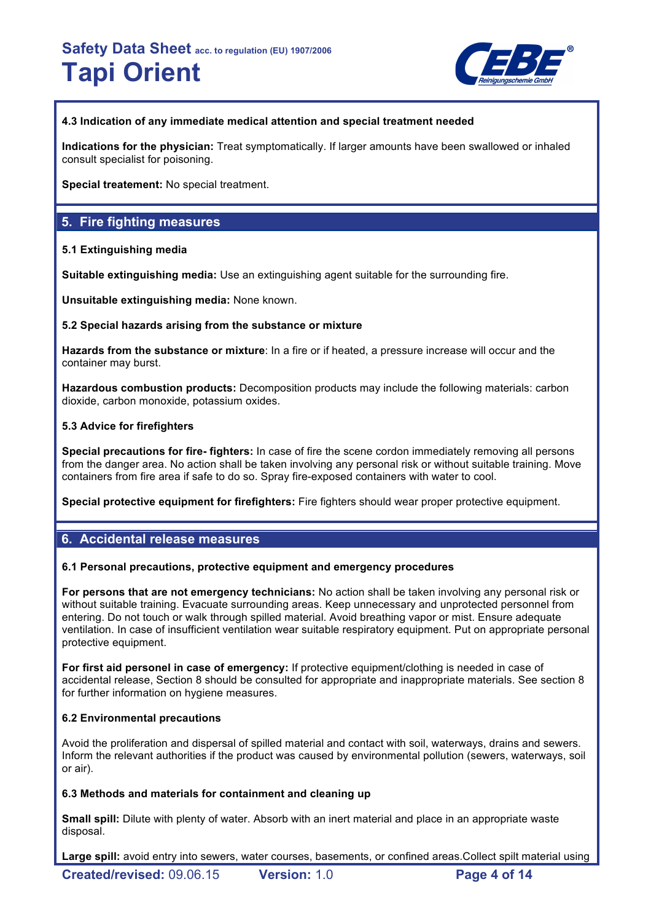#### 4.3 Indication of any immediate medical attention and special treatment needed

**Indications for the physician:** Treat symptomatically. If larger amounts have been swallowed or inhaled consult specialist for poisoning.

**Special treatement:** No special treatment.

## 5. Fire fighting measures

#### 5.1 Extinguishing media

**Suitable extinguishing media:** Use an extinguishing agent suitable for the surrounding fire.

**Unsuitable extinguishing media:** None known.

#### 5.2 Special hazards arising from the substance or mixture

**Hazards from the substance or mixture**: In a fire or if heated, a pressure increase will occur and the container may burst.

**Hazardous combustion products:** Decomposition products may include the following materials: carbon dioxide, carbon monoxide, potassium oxides.

#### 5.3 Advice for firefighters

**Special precautions for fire- fighters:** In case of fire the scene cordon immediately removing all persons from the danger area. No action shall be taken involving any personal risk or without suitable training. Move containers from fire area if safe to do so. Spray fire-exposed containers with water to cool.

**Special protective equipment for firefighters:** Fire fighters should wear proper protective equipment.

## 6. Accidental release measures

#### 6.1 Personal precautions, protective equipment and emergency procedures

**For persons that are not emergency technicians:** No action shall be taken involving any personal risk or without suitable training. Evacuate surrounding areas. Keep unnecessary and unprotected personnel from entering. Do not touch or walk through spilled material. Avoid breathing vapor or mist. Ensure adequate ventilation. In case of insufficient ventilation wear suitable respiratory equipment. Put on appropriate personal protective equipment.

**For first aid personel in case of emergency:** If protective equipment/clothing is needed in case of accidental release, Section 8 should be consulted for appropriate and inappropriate materials. See section 8 for further information on hygiene measures.

#### 6.2 Environmental precautions

Avoid the proliferation and dispersal of spilled material and contact with soil, waterways, drains and sewers. Inform the relevant authorities if the product was caused by environmental pollution (sewers, waterways, soil or air).

#### 6.3 Methods and materials for containment and cleaning up

**Small spill:** Dilute with plenty of water. Absorb with an inert material and place in an appropriate waste disposal.

**Large spill:** avoid entry into sewers, water courses, basements, or confined areas.Collect spilt material using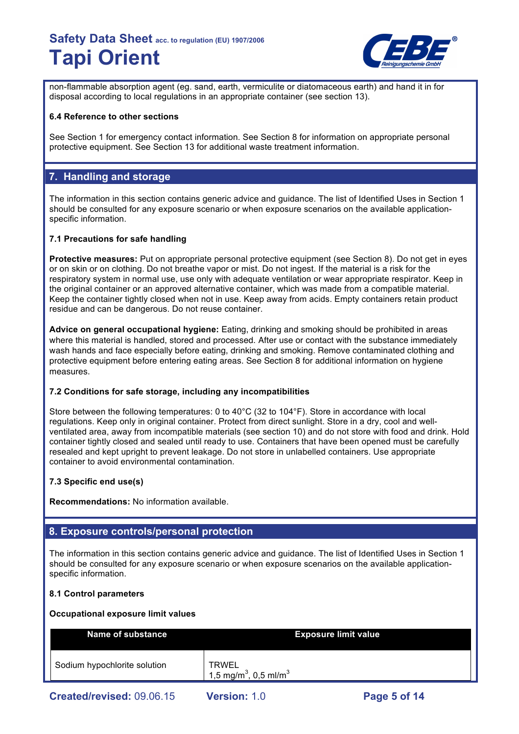non-flammable absorption agent (eg. sand, earth, vermiculite or diatomaceous earth) and hand it in for disposal according to local regulations in an appropriate container (see section 13).

**6.4 Reference to other sections**

See Section 1 for emergency contact information. See Section 8 for information on appropriate personal protective equipment. See Section 13 for additional waste treatment information.

## 7. Handling and storage

The information in this section contains generic advice and guidance. The list of Identified Uses in Section 1 should be consulted for any exposure scenario or when exposure scenarios on the available application-specific information.

**7.1 Precautions for safe handling**

**Protective measures:** Put on appropriate personal protective equipment (see Section 8). Do not get in eyes or on skin or on clothing. Do not breathe vapor or mist. Do not ingest. If the material is a risk for the respiratory system in normal use, use only with adequate ventilation or wear appropriate respirator. Keep in the original container or an approved alternative container, which was made from a compatible material. Keep the container tightly closed when not in use. Keep away from acids. Empty containers retain product residue and can be dangerous. Do not reuse container.

**Advice on general occupational hygiene:** Eating, drinking and smoking should be prohibited in areas where this material is handled, stored and processed. After use or contact with the substance immediately wash hands and face especially before eating, drinking and smoking. Remove contaminated clothing and protective equipment before entering eating areas. See Section 8 for additional information on hygiene measures.

**7.2 Conditions for safe storage, including any incompatibilities**

Store between the following temperatures: 0 to 40°C (32 to 104°F). Store in accordance with local regulations. Keep only in original container. Protect from direct sunlight. Store in a dry, cool and well-ventilated area, away from incompatible materials (see section 10) and do not store with food and drink. Hold container tightly closed and sealed until ready to use. Containers that have been opened must be carefully resealed and kept upright to prevent leakage. Do not store in unlabelled containers. Use appropriate container to avoid environmental contamination.

**7.3 Specific end use(s)**

**Recommendations:** No information available.

## 8. Exposure controls/personal protection

The information in this section contains generic advice and guidance. The list of Identified Uses in Section 1 should be consulted for any exposure scenario or when exposure scenarios on the available application-specific information.

**8.1 Control parameters**

**Occupational exposure limit values**

| Name of substance | Exposure limit value |
|---|---|
| Sodium hypochlorite solution | TRWEL<br>1,5 mg/m$^3$, 0,5 ml/m$^3$ |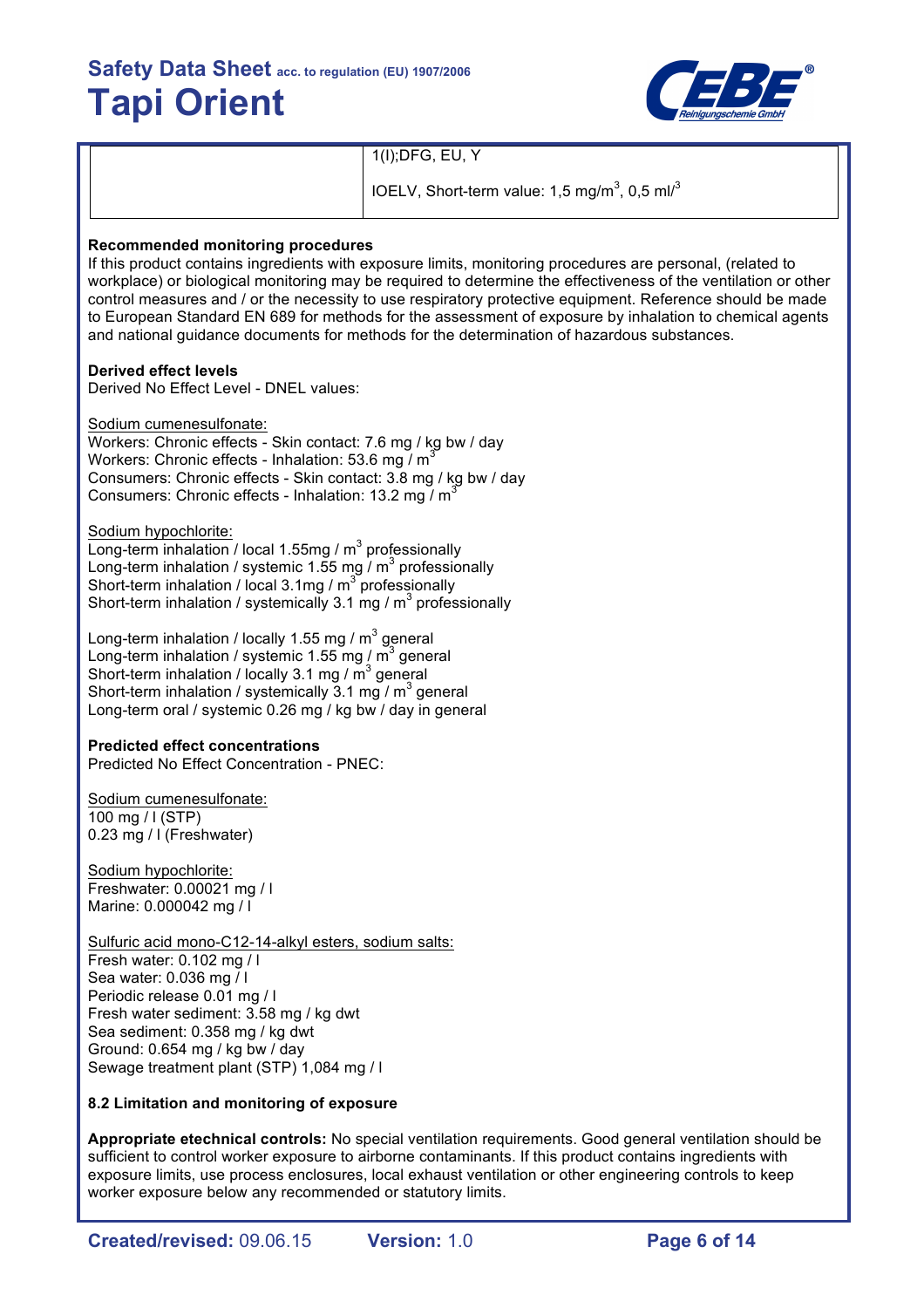|  | 1(I);DFG, EU, Y<br><br>IOELV, Short-term value: 1,5 mg/m$^3$, 0,5 ml/$^3$ |
|---|---|

**Recommended monitoring procedures**
If this product contains ingredients with exposure limits, monitoring procedures are personal, (related to workplace) or biological monitoring may be required to determine the effectiveness of the ventilation or other control measures and / or the necessity to use respiratory protective equipment. Reference should be made to European Standard EN 689 for methods for the assessment of exposure by inhalation to chemical agents and national guidance documents for methods for the determination of hazardous substances.

**Derived effect levels**
Derived No Effect Level - DNEL values:

Sodium cumenesulfonate:
Workers: Chronic effects - Skin contact: 7.6 mg / kg bw / day
Workers: Chronic effects - Inhalation: 53.6 mg / m$^3$
Consumers: Chronic effects - Skin contact: 3.8 mg / kg bw / day
Consumers: Chronic effects - Inhalation: 13.2 mg / m$^3$

Sodium hypochlorite:
Long-term inhalation / local 1.55mg / m$^3$ professionally
Long-term inhalation / systemic 1.55 mg / m$^3$ professionally
Short-term inhalation / local 3.1mg / m$^3$ professionally
Short-term inhalation / systemically 3.1 mg / m$^3$ professionally

Long-term inhalation / locally 1.55 mg / m$^3$ general
Long-term inhalation / systemic 1.55 mg / m$^3$ general
Short-term inhalation / locally 3.1 mg / m$^3$ general
Short-term inhalation / systemically 3.1 mg / m$^3$ general
Long-term oral / systemic 0.26 mg / kg bw / day in general

**Predicted effect concentrations**
Predicted No Effect Concentration - PNEC:

Sodium cumenesulfonate:
100 mg / l (STP)
0.23 mg / l (Freshwater)

Sodium hypochlorite:
Freshwater: 0.00021 mg / l
Marine: 0.000042 mg / l

Sulfuric acid mono-C12-14-alkyl esters, sodium salts:
Fresh water: 0.102 mg / l
Sea water: 0.036 mg / l
Periodic release 0.01 mg / l
Fresh water sediment: 3.58 mg / kg dwt
Sea sediment: 0.358 mg / kg dwt
Ground: 0.654 mg / kg bw / day
Sewage treatment plant (STP) 1,084 mg / l

**8.2 Limitation and monitoring of exposure**

**Appropriate etechnical controls:** No special ventilation requirements. Good general ventilation should be sufficient to control worker exposure to airborne contaminants. If this product contains ingredients with exposure limits, use process enclosures, local exhaust ventilation or other engineering controls to keep worker exposure below any recommended or statutory limits.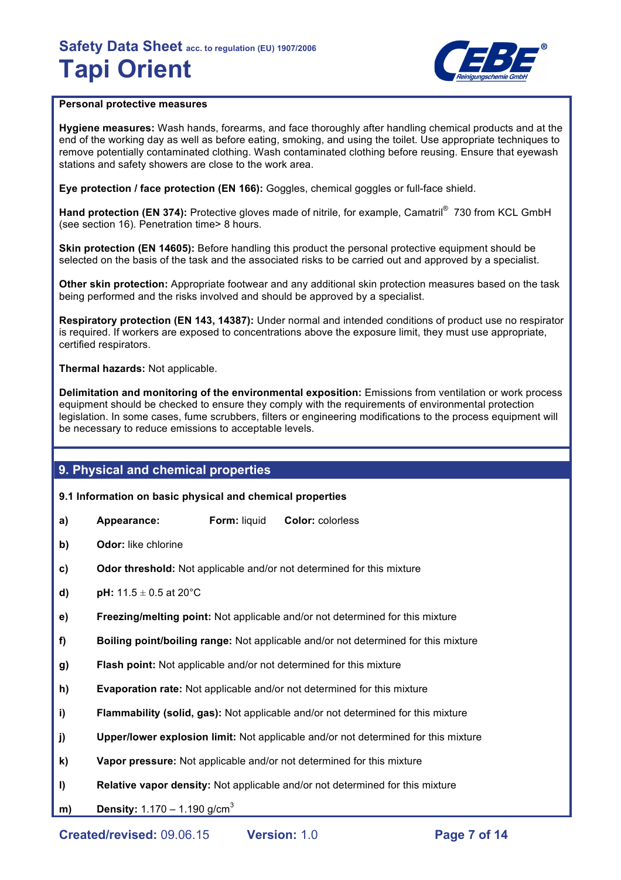**Personal protective measures**

**Hygiene measures:** Wash hands, forearms, and face thoroughly after handling chemical products and at the end of the working day as well as before eating, smoking, and using the toilet. Use appropriate techniques to remove potentially contaminated clothing. Wash contaminated clothing before reusing. Ensure that eyewash stations and safety showers are close to the work area.

**Eye protection / face protection (EN 166):** Goggles, chemical goggles or full-face shield.

**Hand protection (EN 374):** Protective gloves made of nitrile, for example, Camatril® 730 from KCL GmbH (see section 16). Penetration time> 8 hours.

**Skin protection (EN 14605):** Before handling this product the personal protective equipment should be selected on the basis of the task and the associated risks to be carried out and approved by a specialist.

**Other skin protection:** Appropriate footwear and any additional skin protection measures based on the task being performed and the risks involved and should be approved by a specialist.

**Respiratory protection (EN 143, 14387):** Under normal and intended conditions of product use no respirator is required. If workers are exposed to concentrations above the exposure limit, they must use appropriate, certified respirators.

**Thermal hazards:** Not applicable.

**Delimitation and monitoring of the environmental exposition:** Emissions from ventilation or work process equipment should be checked to ensure they comply with the requirements of environmental protection legislation. In some cases, fume scrubbers, filters or engineering modifications to the process equipment will be necessary to reduce emissions to acceptable levels.

## 9. Physical and chemical properties

**9.1 Information on basic physical and chemical properties**

- **a)** **Appearance:** **Form:** liquid **Color:** colorless
- **b)** **Odor:** like chlorine
- **c)** **Odor threshold:** Not applicable and/or not determined for this mixture
- **d)** **pH:** 11.5 ± 0.5 at 20°C
- **e)** **Freezing/melting point:** Not applicable and/or not determined for this mixture
- **f)** **Boiling point/boiling range:** Not applicable and/or not determined for this mixture
- **g)** **Flash point:** Not applicable and/or not determined for this mixture
- **h)** **Evaporation rate:** Not applicable and/or not determined for this mixture
- **i)** **Flammability (solid, gas):** Not applicable and/or not determined for this mixture
- **j)** **Upper/lower explosion limit:** Not applicable and/or not determined for this mixture
- **k)** **Vapor pressure:** Not applicable and/or not determined for this mixture
- **l)** **Relative vapor density:** Not applicable and/or not determined for this mixture
- **m)** **Density:** 1.170 – 1.190 $g/cm^3$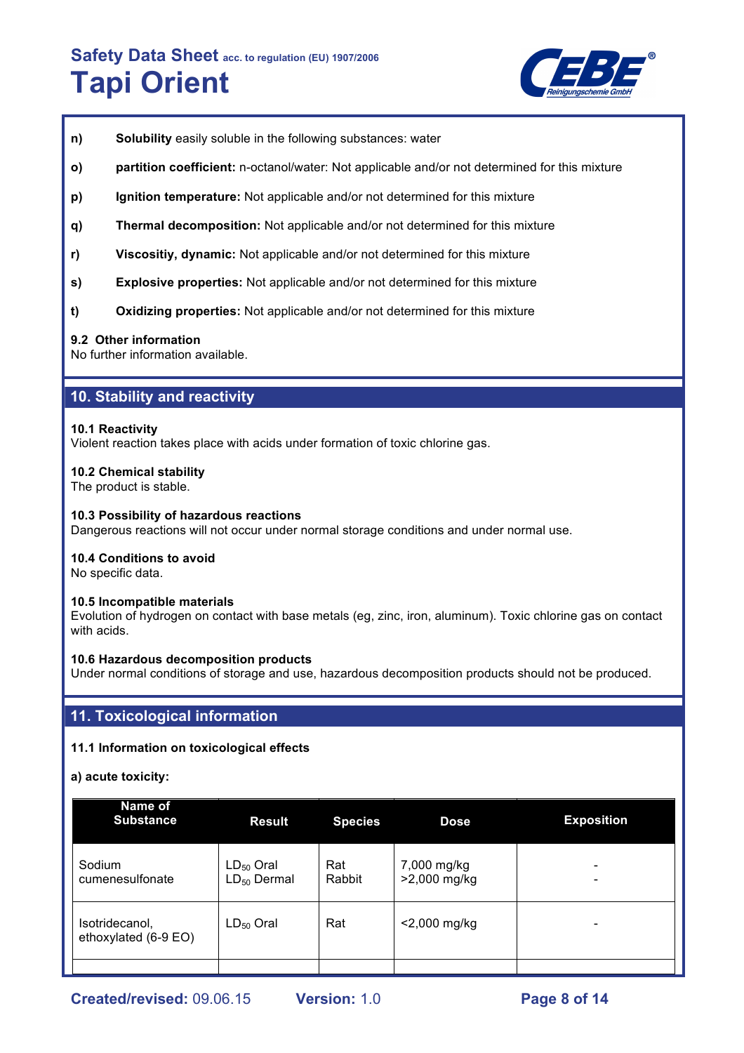**n)** **Solubility** easily soluble in the following substances: water

**o)** **partition coefficient:** n-octanol/water: Not applicable and/or not determined for this mixture

**p)** **Ignition temperature:** Not applicable and/or not determined for this mixture

**q)** **Thermal decomposition:** Not applicable and/or not determined for this mixture

**r)** **Viscositiy, dynamic:** Not applicable and/or not determined for this mixture

**s)** **Explosive properties:** Not applicable and/or not determined for this mixture

**t)** **Oxidizing properties:** Not applicable and/or not determined for this mixture

**9.2 Other information**
No further information available.

## 10. Stability and reactivity

**10.1 Reactivity**
Violent reaction takes place with acids under formation of toxic chlorine gas.

**10.2 Chemical stability**
The product is stable.

**10.3 Possibility of hazardous reactions**
Dangerous reactions will not occur under normal storage conditions and under normal use.

**10.4 Conditions to avoid**
No specific data.

**10.5 Incompatible materials**
Evolution of hydrogen on contact with base metals (eg, zinc, iron, aluminum). Toxic chlorine gas on contact with acids.

**10.6 Hazardous decomposition products**
Under normal conditions of storage and use, hazardous decomposition products should not be produced.

## 11. Toxicological information

**11.1 Information on toxicological effects**

**a) acute toxicity:**

| Name of Substance | Result | Species | Dose | Exposition |
|---|---|---|---|---|
| Sodium cumenesulfonate | $LD_{50}$ Oral<br>$LD_{50}$ Dermal | Rat<br>Rabbit | 7,000 mg/kg<br>>2,000 mg/kg | -<br>- |
| Isotridecanol, ethoxylated (6-9 EO) | $LD_{50}$ Oral | Rat | <2,000 mg/kg | - |
| | | | | |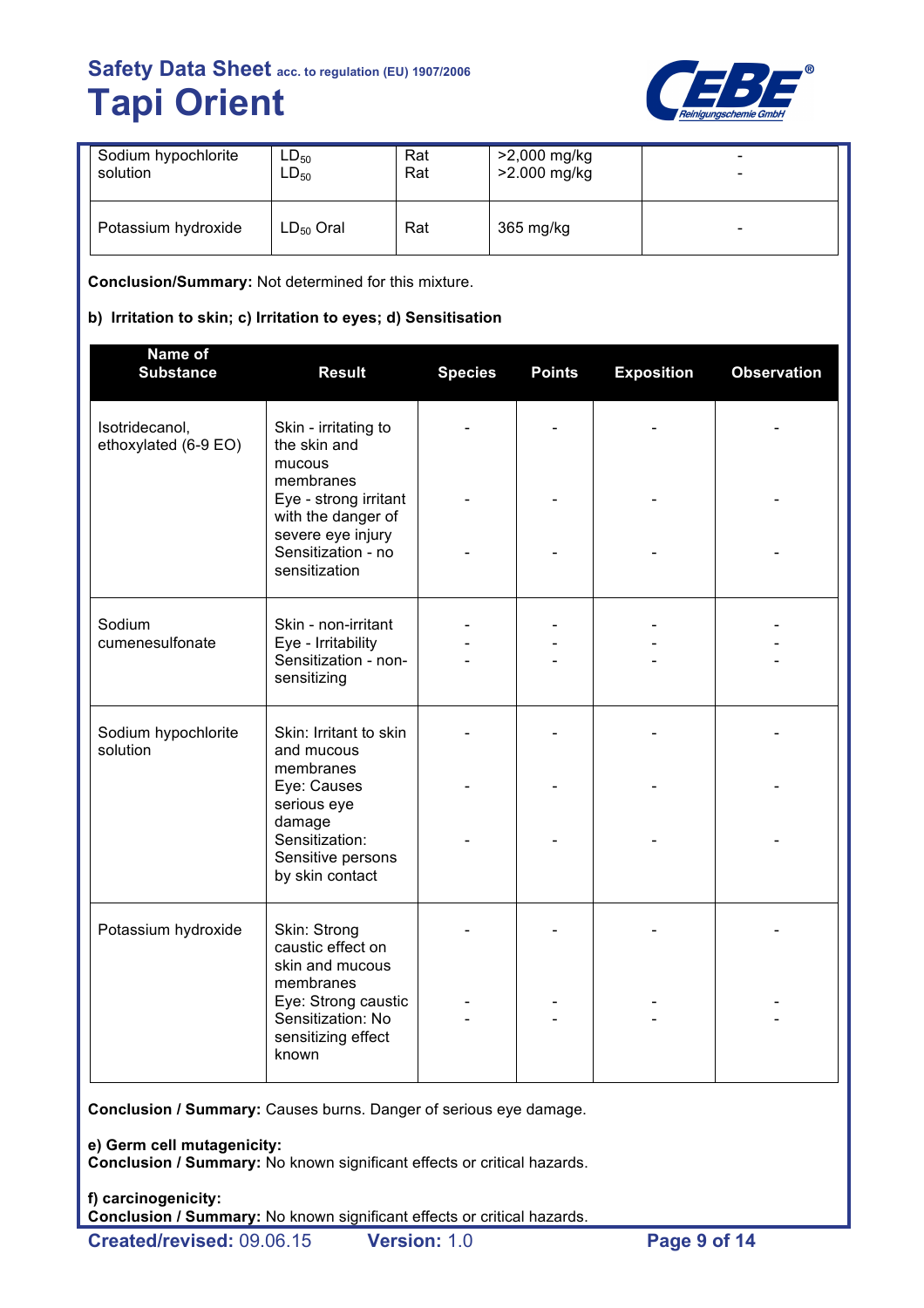| Sodium hypochlorite solution | $LD_{50}$<br>$LD_{50}$ | Rat<br>Rat | >2,000 mg/kg<br>>2.000 mg/kg | -<br>- |
|---|---|---|---|---|
| Potassium hydroxide | $LD_{50}$ Oral | Rat | 365 mg/kg | - |

**Conclusion/Summary:** Not determined for this mixture.

**b) Irritation to skin; c) Irritation to eyes; d) Sensitisation**

| Name of Substance | Result | Species | Points | Exposition | Observation |
|---|---|---|---|---|---|
| Isotridecanol, ethoxylated (6-9 EO) | Skin - irritating to the skin and mucous membranes<br>Eye - strong irritant with the danger of severe eye injury<br>Sensitization - no sensitization | -<br>-<br>- | -<br>-<br>- | -<br>-<br>- | -<br>-<br>- |
| Sodium cumenesulfonate | Skin - non-irritant<br>Eye - Irritability<br>Sensitization - non-sensitizing | -<br>-<br>- | -<br>-<br>- | -<br>-<br>- | -<br>-<br>- |
| Sodium hypochlorite solution | Skin: Irritant to skin and mucous membranes<br>Eye: Causes serious eye damage<br>Sensitization: Sensitive persons by skin contact | -<br>-<br>- | -<br>-<br>- | -<br>-<br>- | -<br>-<br>- |
| Potassium hydroxide | Skin: Strong caustic effect on skin and mucous membranes<br>Eye: Strong caustic<br>Sensitization: No sensitizing effect known | -<br>-<br>- | -<br>-<br>- | -<br>-<br>- | -<br>-<br>- |

**Conclusion / Summary:** Causes burns. Danger of serious eye damage.

**e) Germ cell mutagenicity:**
**Conclusion / Summary:** No known significant effects or critical hazards.

**f) carcinogenicity:**
**Conclusion / Summary:** No known significant effects or critical hazards.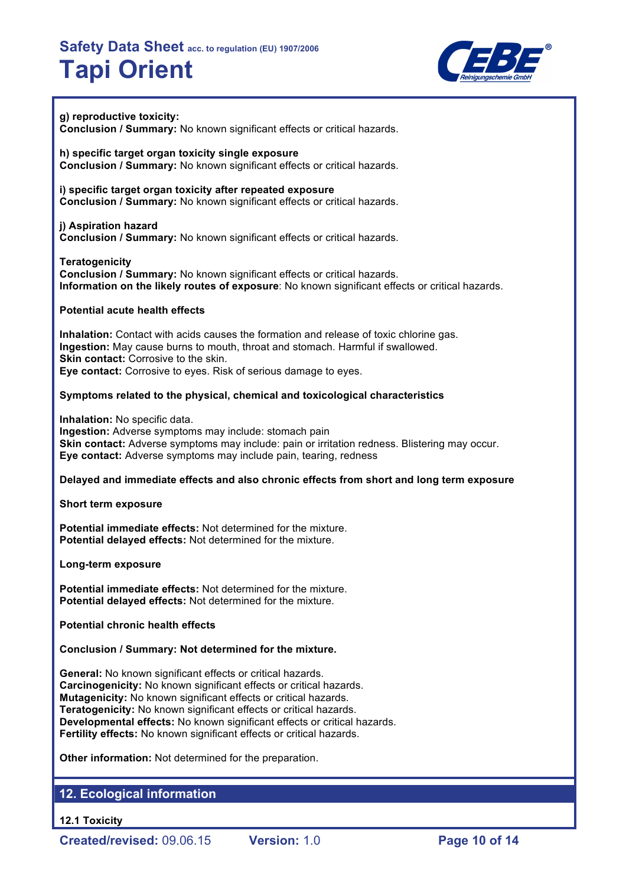**g) reproductive toxicity:**
**Conclusion / Summary:** No known significant effects or critical hazards.

**h) specific target organ toxicity single exposure**
**Conclusion / Summary:** No known significant effects or critical hazards.

**i) specific target organ toxicity after repeated exposure**
**Conclusion / Summary:** No known significant effects or critical hazards.

**j) Aspiration hazard**
**Conclusion / Summary:** No known significant effects or critical hazards.

**Teratogenicity**
**Conclusion / Summary:** No known significant effects or critical hazards.
**Information on the likely routes of exposure**: No known significant effects or critical hazards.

**Potential acute health effects**

**Inhalation:** Contact with acids causes the formation and release of toxic chlorine gas.
**Ingestion:** May cause burns to mouth, throat and stomach. Harmful if swallowed.
**Skin contact:** Corrosive to the skin.
**Eye contact:** Corrosive to eyes. Risk of serious damage to eyes.

**Symptoms related to the physical, chemical and toxicological characteristics**

**Inhalation:** No specific data.
**Ingestion:** Adverse symptoms may include: stomach pain
**Skin contact:** Adverse symptoms may include: pain or irritation redness. Blistering may occur.
**Eye contact:** Adverse symptoms may include pain, tearing, redness

**Delayed and immediate effects and also chronic effects from short and long term exposure**

**Short term exposure**

**Potential immediate effects:** Not determined for the mixture.
**Potential delayed effects:** Not determined for the mixture.

**Long-term exposure**

**Potential immediate effects:** Not determined for the mixture.
**Potential delayed effects:** Not determined for the mixture.

**Potential chronic health effects**

**Conclusion / Summary: Not determined for the mixture.**

**General:** No known significant effects or critical hazards.
**Carcinogenicity:** No known significant effects or critical hazards.
**Mutagenicity:** No known significant effects or critical hazards.
**Teratogenicity:** No known significant effects or critical hazards.
**Developmental effects:** No known significant effects or critical hazards.
**Fertility effects:** No known significant effects or critical hazards.

**Other information:** Not determined for the preparation.

## 12. Ecological information

**12.1 Toxicity**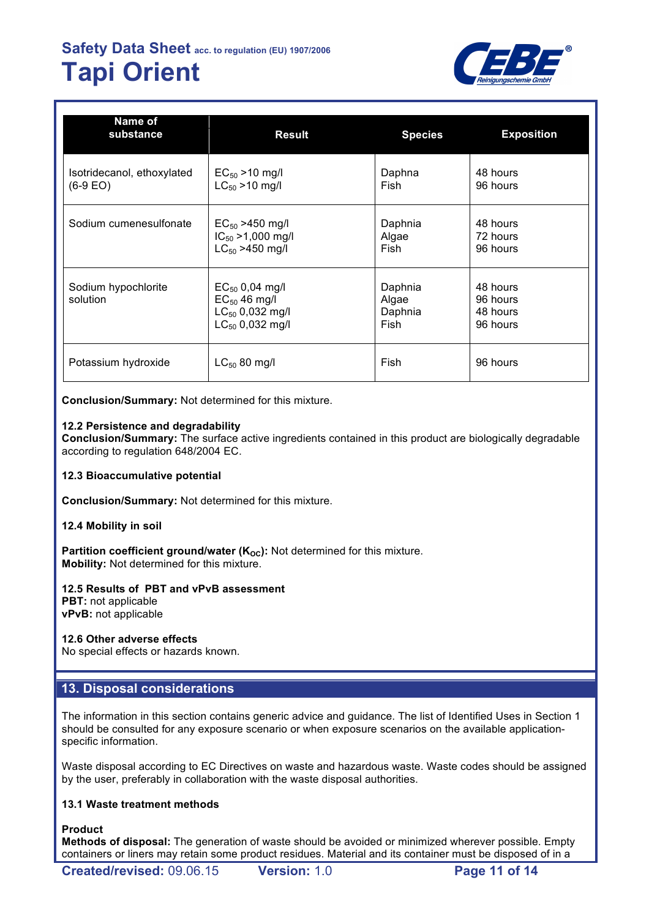| Name of substance | Result | Species | Exposition |
|---|---|---|---|
| Isotridecanol, ethoxylated (6-9 EO) | $EC_{50}$ >10 mg/l<br>$LC_{50}$ >10 mg/l | Daphna<br>Fish | 48 hours<br>96 hours |
| Sodium cumenesulfonate | $EC_{50}$ >450 mg/l<br>$IC_{50}$ >1,000 mg/l<br>$LC_{50}$ >450 mg/l | Daphnia<br>Algae<br>Fish | 48 hours<br>72 hours<br>96 hours |
| Sodium hypochlorite solution | $EC_{50}$ 0,04 mg/l<br>$EC_{50}$ 46 mg/l<br>$LC_{50}$ 0,032 mg/l<br>$LC_{50}$ 0,032 mg/l | Daphnia<br>Algae<br>Daphnia<br>Fish | 48 hours<br>96 hours<br>48 hours<br>96 hours |
| Potassium hydroxide | $LC_{50}$ 80 mg/l | Fish | 96 hours |

**Conclusion/Summary:** Not determined for this mixture.

**12.2 Persistence and degradability**
**Conclusion/Summary:** The surface active ingredients contained in this product are biologically degradable according to regulation 648/2004 EC.

**12.3 Bioaccumulative potential**

**Conclusion/Summary:** Not determined for this mixture.

**12.4 Mobility in soil**

**Partition coefficient ground/water ($K_{OC}$):** Not determined for this mixture.
**Mobility:** Not determined for this mixture.

**12.5 Results of PBT and vPvB assessment**
**PBT:** not applicable
**vPvB:** not applicable

**12.6 Other adverse effects**
No special effects or hazards known.

## 13. Disposal considerations

The information in this section contains generic advice and guidance. The list of Identified Uses in Section 1 should be consulted for any exposure scenario or when exposure scenarios on the available application-specific information.

Waste disposal according to EC Directives on waste and hazardous waste. Waste codes should be assigned by the user, preferably in collaboration with the waste disposal authorities.

**13.1 Waste treatment methods**

**Product**
**Methods of disposal:** The generation of waste should be avoided or minimized wherever possible. Empty containers or liners may retain some product residues. Material and its container must be disposed of in a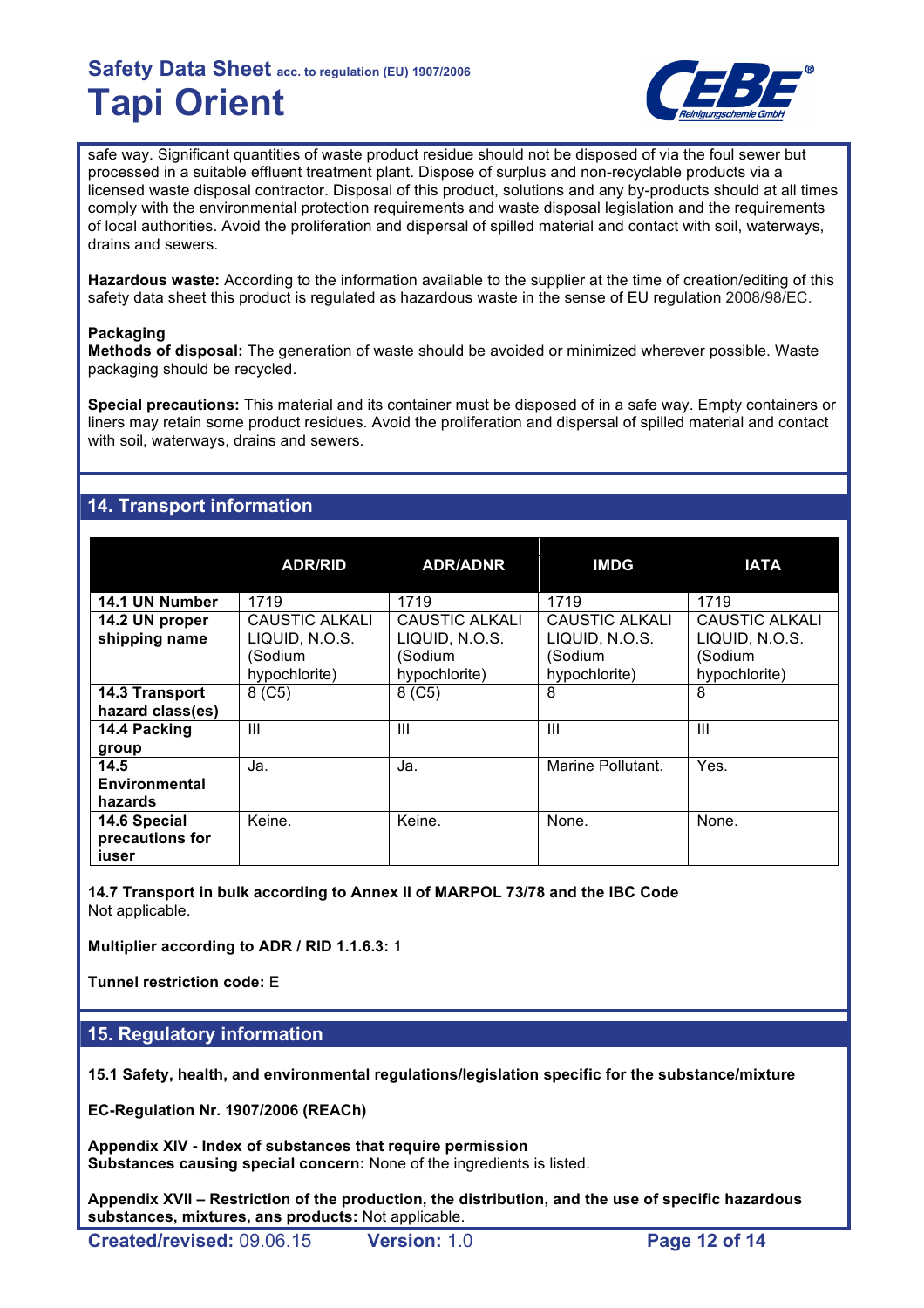safe way. Significant quantities of waste product residue should not be disposed of via the foul sewer but processed in a suitable effluent treatment plant. Dispose of surplus and non-recyclable products via a licensed waste disposal contractor. Disposal of this product, solutions and any by-products should at all times comply with the environmental protection requirements and waste disposal legislation and the requirements of local authorities. Avoid the proliferation and dispersal of spilled material and contact with soil, waterways, drains and sewers.

**Hazardous waste:** According to the information available to the supplier at the time of creation/editing of this safety data sheet this product is regulated as hazardous waste in the sense of EU regulation 2008/98/EC.

**Packaging**
**Methods of disposal:** The generation of waste should be avoided or minimized wherever possible. Waste packaging should be recycled.

**Special precautions:** This material and its container must be disposed of in a safe way. Empty containers or liners may retain some product residues. Avoid the proliferation and dispersal of spilled material and contact with soil, waterways, drains and sewers.

## 14. Transport information

| | ADR/RID | ADR/ADNR | IMDG | IATA |
|---|---|---|---|---|
| **14.1 UN Number** | 1719 | 1719 | 1719 | 1719 |
| **14.2 UN proper shipping name** | CAUSTIC ALKALI LIQUID, N.O.S. (Sodium hypochlorite) | CAUSTIC ALKALI LIQUID, N.O.S. (Sodium hypochlorite) | CAUSTIC ALKALI LIQUID, N.O.S. (Sodium hypochlorite) | CAUSTIC ALKALI LIQUID, N.O.S. (Sodium hypochlorite) |
| **14.3 Transport hazard class(es)** | 8 (C5) | 8 (C5) | 8 | 8 |
| **14.4 Packing group** | III | III | III | III |
| **14.5 Environmental hazards** | Ja. | Ja. | Marine Pollutant. | Yes. |
| **14.6 Special precautions for iuser** | Keine. | Keine. | None. | None. |

**14.7 Transport in bulk according to Annex II of MARPOL 73/78 and the IBC Code**
Not applicable.

**Multiplier according to ADR / RID 1.1.6.3:** 1

**Tunnel restriction code:** E

## 15. Regulatory information

**15.1 Safety, health, and environmental regulations/legislation specific for the substance/mixture**

**EC-Regulation Nr. 1907/2006 (REACh)**

**Appendix XIV - Index of substances that require permission**
**Substances causing special concern:** None of the ingredients is listed.

**Appendix XVII – Restriction of the production, the distribution, and the use of specific hazardous substances, mixtures, ans products:** Not applicable.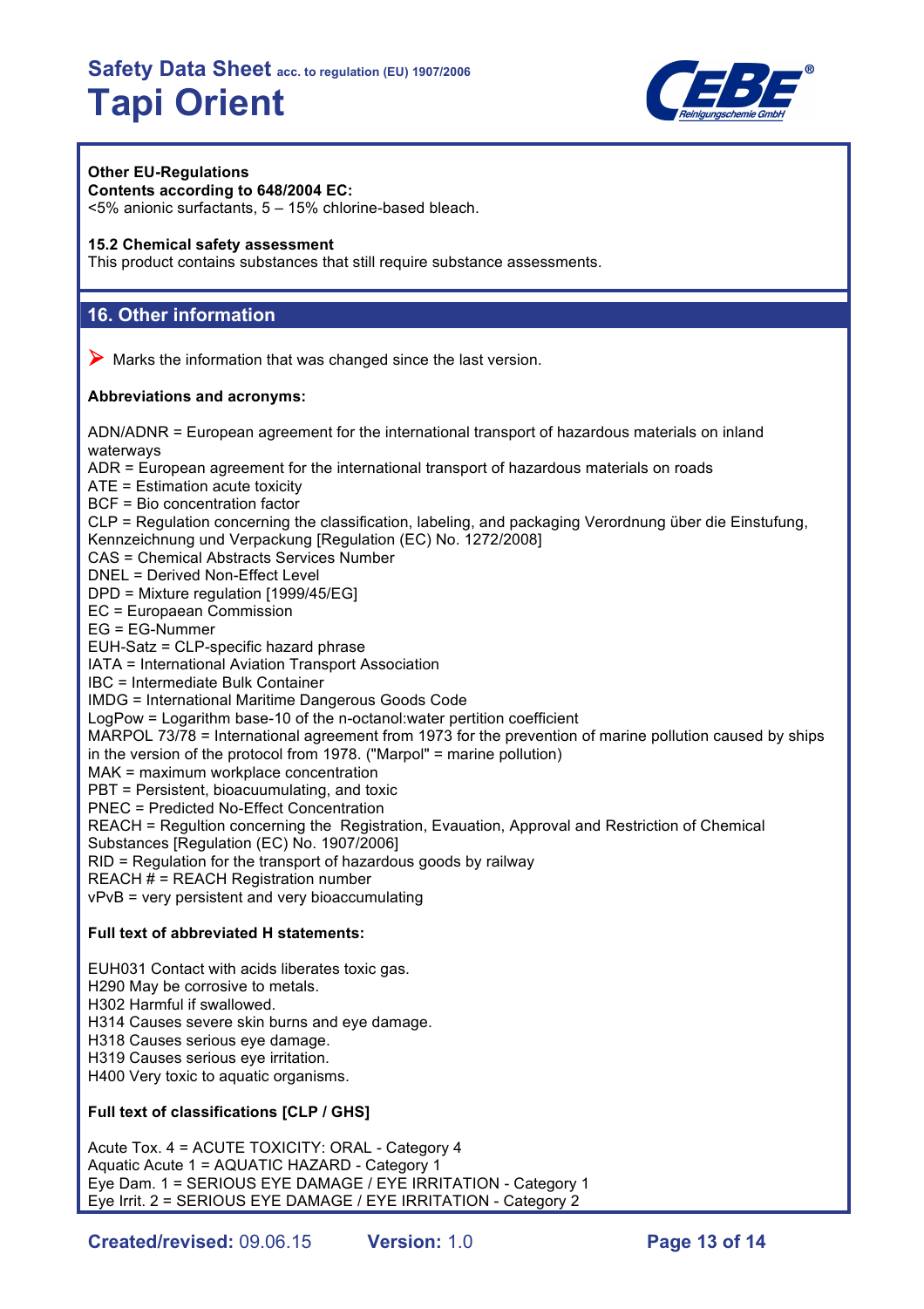**Other EU-Regulations**

**Contents according to 648/2004 EC:**

<5% anionic surfactants, 5 – 15% chlorine-based bleach.

**15.2 Chemical safety assessment**

This product contains substances that still require substance assessments.

## 16. Other information

➤ Marks the information that was changed since the last version.

**Abbreviations and acronyms:**

ADN/ADNR = European agreement for the international transport of hazardous materials on inland waterways
ADR = European agreement for the international transport of hazardous materials on roads
ATE = Estimation acute toxicity
BCF = Bio concentration factor
CLP = Regulation concerning the classification, labeling, and packaging Verordnung über die Einstufung, Kennzeichnung und Verpackung [Regulation (EC) No. 1272/2008]
CAS = Chemical Abstracts Services Number
DNEL = Derived Non-Effect Level
DPD = Mixture regulation [1999/45/EG]
EC = Europaean Commission
EG = EG-Nummer
EUH-Satz = CLP-specific hazard phrase
IATA = International Aviation Transport Association
IBC = Intermediate Bulk Container
IMDG = International Maritime Dangerous Goods Code
LogPow = Logarithm base-10 of the n-octanol:water partition coefficient
MARPOL 73/78 = International agreement from 1973 for the prevention of marine pollution caused by ships in the version of the protocol from 1978. ("Marpol" = marine pollution)
MAK = maximum workplace concentration
PBT = Persistent, bioacuumulating, and toxic
PNEC = Predicted No-Effect Concentration
REACH = Regultion concerning the Registration, Evauation, Approval and Restriction of Chemical Substances [Regulation (EC) No. 1907/2006]
RID = Regulation for the transport of hazardous goods by railway
REACH # = REACH Registration number
vPvB = very persistent and very bioaccumulating

**Full text of abbreviated H statements:**

EUH031 Contact with acids liberates toxic gas.
H290 May be corrosive to metals.
H302 Harmful if swallowed.
H314 Causes severe skin burns and eye damage.
H318 Causes serious eye damage.
H319 Causes serious eye irritation.
H400 Very toxic to aquatic organisms.

**Full text of classifications [CLP / GHS]**

Acute Tox. 4 = ACUTE TOXICITY: ORAL - Category 4
Aquatic Acute 1 = AQUATIC HAZARD - Category 1
Eye Dam. 1 = SERIOUS EYE DAMAGE / EYE IRRITATION - Category 1
Eye Irrit. 2 = SERIOUS EYE DAMAGE / EYE IRRITATION - Category 2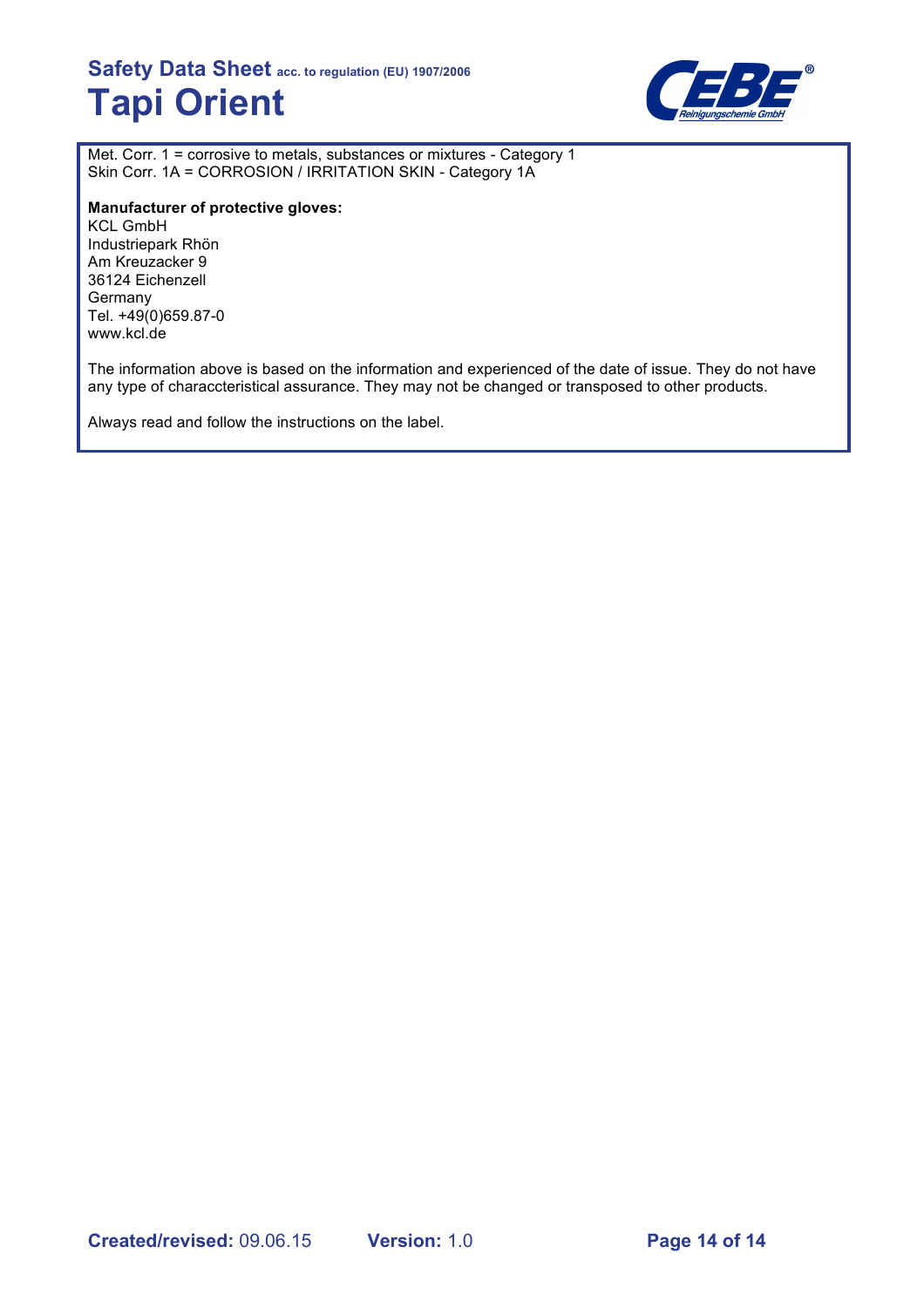Met. Corr. 1 = corrosive to metals, substances or mixtures - Category 1
Skin Corr. 1A = CORROSION / IRRITATION SKIN - Category 1A

**Manufacturer of protective gloves:**
KCL GmbH
Industriepark Rhön
Am Kreuzacker 9
36124 Eichenzell
Germany
Tel. +49(0)659.87-0
www.kcl.de

The information above is based on the information and experienced of the date of issue. They do not have any type of characcteristical assurance. They may not be changed or transposed to other products.

Always read and follow the instructions on the label.